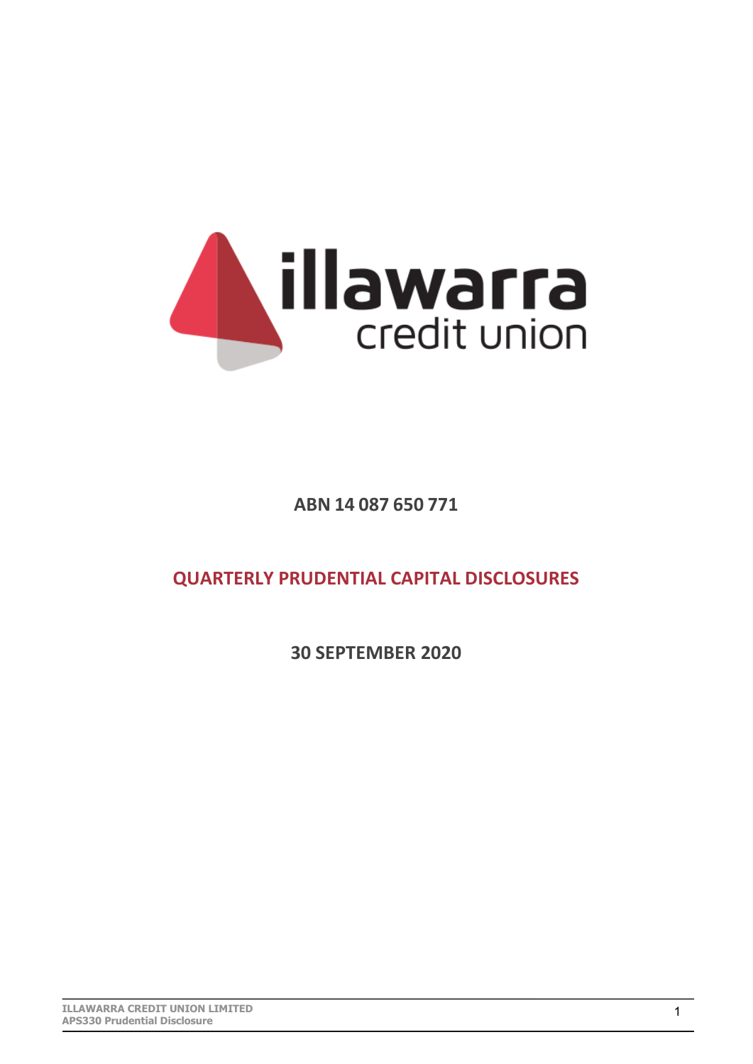illawarra credit union

**ABN 14 087 650 771**

# QUARTERLY PRUDENTIAL CAPITAL DISCLOSURES

**30 SEPTEMBER 2020**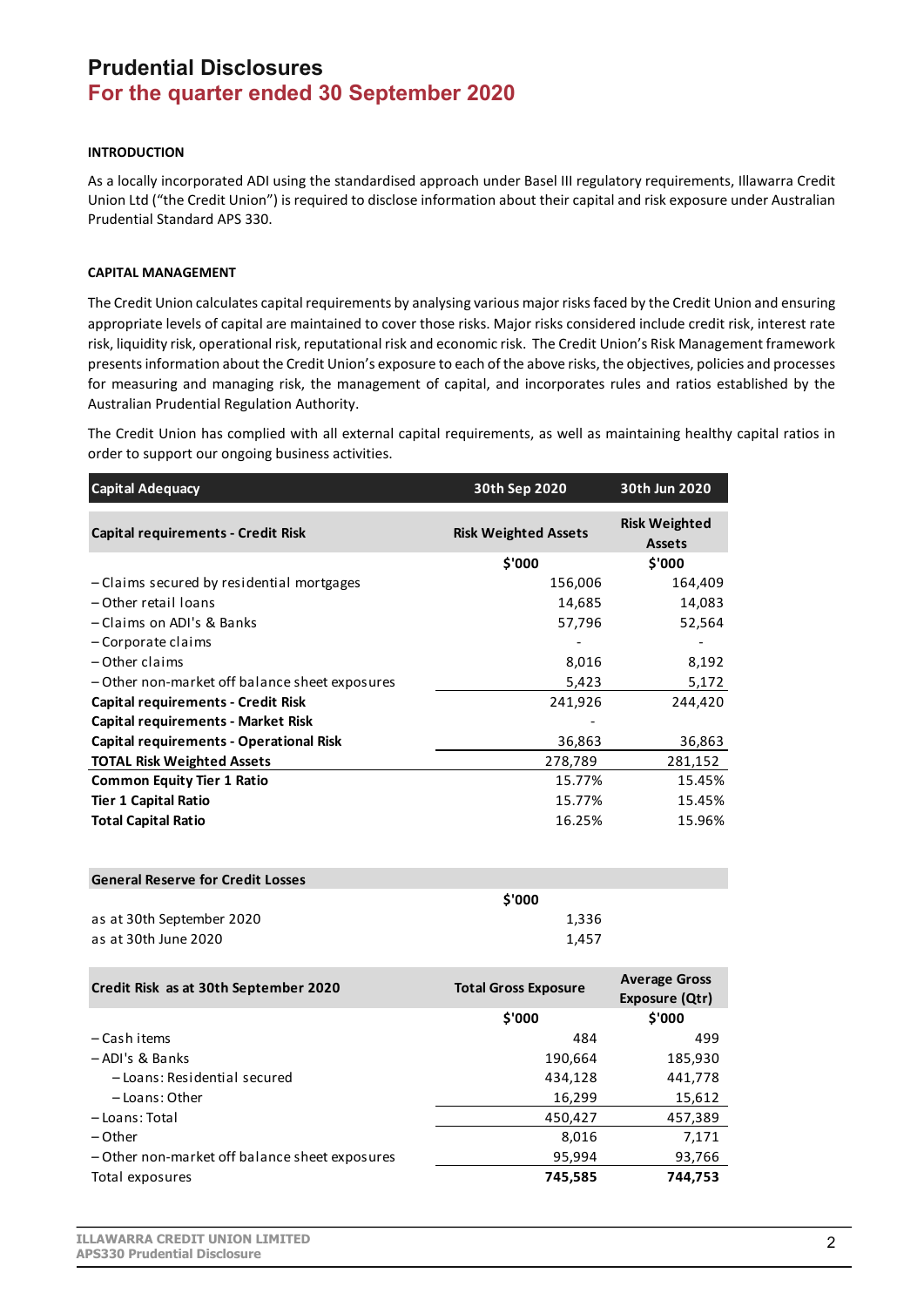# Prudential Disclosures
## For the quarter ended 30 September 2020

**INTRODUCTION**

As a locally incorporated ADI using the standardised approach under Basel III regulatory requirements, Illawarra Credit Union Ltd ("the Credit Union") is required to disclose information about their capital and risk exposure under Australian Prudential Standard APS 330.

**CAPITAL MANAGEMENT**

The Credit Union calculates capital requirements by analysing various major risks faced by the Credit Union and ensuring appropriate levels of capital are maintained to cover those risks. Major risks considered include credit risk, interest rate risk, liquidity risk, operational risk, reputational risk and economic risk. The Credit Union's Risk Management framework presents information about the Credit Union's exposure to each of the above risks, the objectives, policies and processes for measuring and managing risk, the management of capital, and incorporates rules and ratios established by the Australian Prudential Regulation Authority.

The Credit Union has complied with all external capital requirements, as well as maintaining healthy capital ratios in order to support our ongoing business activities.

| Capital Adequacy | 30th Sep 2020 | 30th Jun 2020 |
|---|---|---|
| **Capital requirements - Credit Risk** | **Risk Weighted Assets** | **Risk Weighted Assets** |
| | **$'000** | **$'000** |
| – Claims secured by residential mortgages | 156,006 | 164,409 |
| – Other retail loans | 14,685 | 14,083 |
| – Claims on ADI's & Banks | 57,796 | 52,564 |
| – Corporate claims | - | - |
| – Other claims | 8,016 | 8,192 |
| – Other non-market off balance sheet exposures | 5,423 | 5,172 |
| **Capital requirements - Credit Risk** | 241,926 | 244,420 |
| **Capital requirements - Market Risk** | - | |
| **Capital requirements - Operational Risk** | 36,863 | 36,863 |
| **TOTAL Risk Weighted Assets** | 278,789 | 281,152 |
| **Common Equity Tier 1 Ratio** | 15.77% | 15.45% |
| **Tier 1 Capital Ratio** | 15.77% | 15.45% |
| **Total Capital Ratio** | 16.25% | 15.96% |

| General Reserve for Credit Losses | |
|---|---|
| | **$'000** |
| as at 30th September 2020 | 1,336 |
| as at 30th June 2020 | 1,457 |

| Credit Risk as at 30th September 2020 | Total Gross Exposure | Average Gross Exposure (Qtr) |
|---|---|---|
| | **$'000** | **$'000** |
| – Cash items | 484 | 499 |
| – ADI's & Banks | 190,664 | 185,930 |
| – Loans: Residential secured | 434,128 | 441,778 |
| – Loans: Other | 16,299 | 15,612 |
| – Loans: Total | 450,427 | 457,389 |
| – Other | 8,016 | 7,171 |
| – Other non-market off balance sheet exposures | 95,994 | 93,766 |
| Total exposures | **745,585** | **744,753** |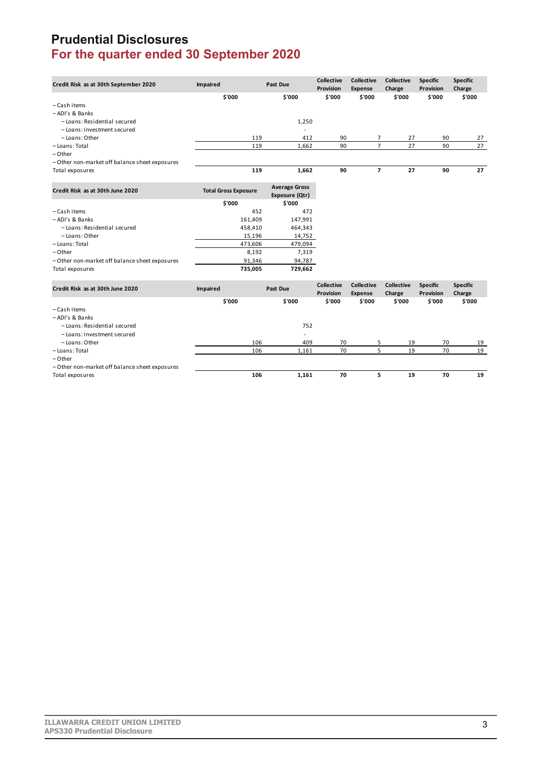# Prudential Disclosures
## For the quarter ended 30 September 2020

| Credit Risk as at 30th September 2020 | Impaired | Past Due | Collective Provision | Collective Expense | Collective Charge | Specific Provision | Specific Charge |
|---|---|---|---|---|---|---|---|
| | $'000 | $'000 | $'000 | $'000 | $'000 | $'000 | $'000 |
| – Cash items | | | | | | | |
| – ADI's & Banks | | | | | | | |
| – Loans: Residential secured | | 1,250 | | | | | |
| – Loans: Investment secured | | - | | | | | |
| – Loans: Other | 119 | 412 | 90 | 7 | 27 | 90 | 27 |
| – Loans: Total | 119 | 1,662 | 90 | 7 | 27 | 90 | 27 |
| – Other | | | | | | | |
| – Other non-market off balance sheet exposures | | | | | | | |
| Total exposures | **119** | **1,662** | **90** | **7** | **27** | **90** | **27** |

| Credit Risk as at 30th June 2020 | Total Gross Exposure | Average Gross Exposure (Qtr) |
|---|---|---|
| | $'000 | $'000 |
| – Cash items | 452 | 472 |
| – ADI's & Banks | 161,409 | 147,991 |
| – Loans: Residential secured | 458,410 | 464,343 |
| – Loans: Other | 15,196 | 14,752 |
| – Loans: Total | 473,606 | 479,094 |
| – Other | 8,192 | 7,319 |
| – Other non-market off balance sheet exposures | 91,346 | 94,787 |
| Total exposures | **735,005** | **729,662** |

| Credit Risk as at 30th June 2020 | Impaired | Past Due | Collective Provision | Collective Expense | Collective Charge | Specific Provision | Specific Charge |
|---|---|---|---|---|---|---|---|
| | $'000 | $'000 | $'000 | $'000 | $'000 | $'000 | $'000 |
| – Cash items | | | | | | | |
| – ADI's & Banks | | | | | | | |
| – Loans: Residential secured | | 752 | | | | | |
| – Loans: Investment secured | | - | | | | | |
| – Loans: Other | 106 | 409 | 70 | 5 | 19 | 70 | 19 |
| – Loans: Total | 106 | 1,161 | 70 | 5 | 19 | 70 | 19 |
| – Other | | | | | | | |
| – Other non-market off balance sheet exposures | | | | | | | |
| Total exposures | **106** | **1,161** | **70** | **5** | **19** | **70** | **19** |